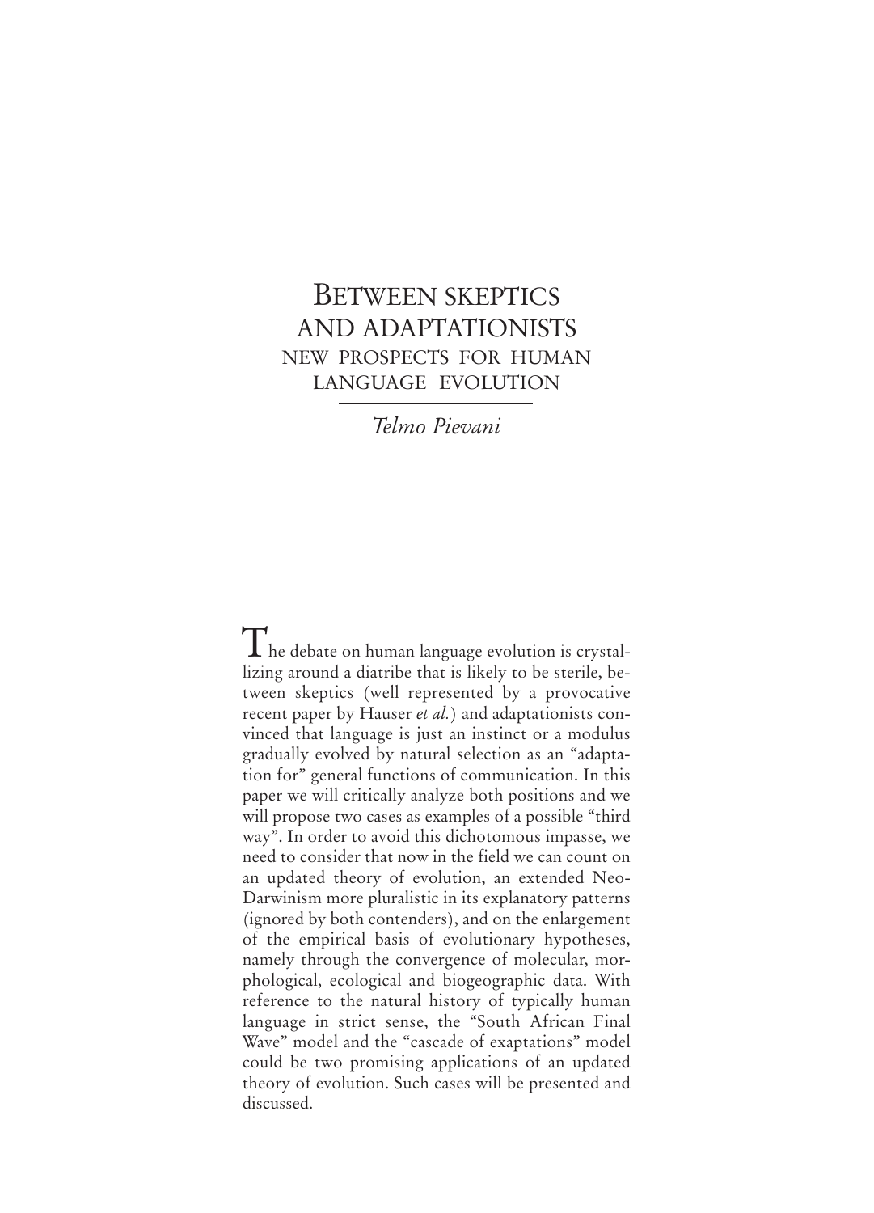# Between skeptics and adaptationists

## New prospects for human language evolution

*Telmo Pievani*

The debate on human language evolution is crystallizing around a diatribe that is likely to be sterile, between skeptics (well represented by a provocative recent paper by Hauser *et al.*) and adaptationists convinced that language is just an instinct or a modulus gradually evolved by natural selection as an "adaptation for" general functions of communication. In this paper we will critically analyze both positions and we will propose two cases as examples of a possible "third way". In order to avoid this dichotomous impasse, we need to consider that now in the field we can count on an updated theory of evolution, an extended Neo-Darwinism more pluralistic in its explanatory patterns (ignored by both contenders), and on the enlargement of the empirical basis of evolutionary hypotheses, namely through the convergence of molecular, morphological, ecological and biogeographic data. With reference to the natural history of typically human language in strict sense, the "South African Final Wave" model and the "cascade of exaptations" model could be two promising applications of an updated theory of evolution. Such cases will be presented and discussed.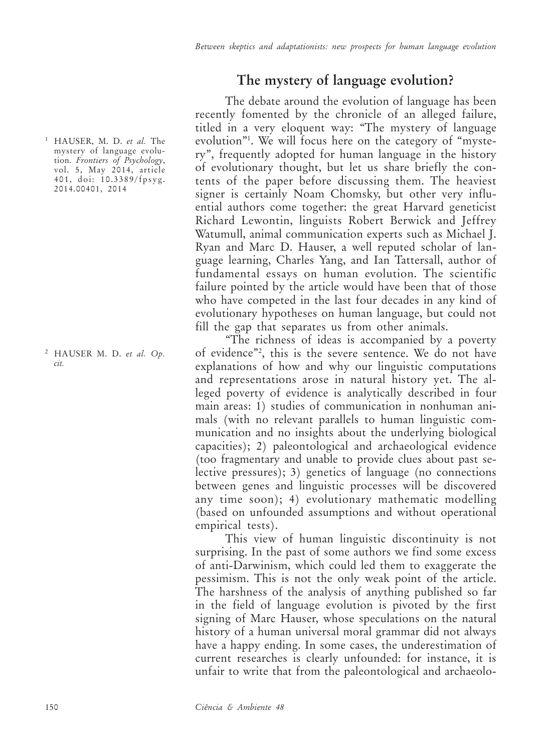## The mystery of language evolution?

The debate around the evolution of language has been recently fomented by the chronicle of an alleged failure, titled in a very eloquent way: "The mystery of language evolution"[1]. We will focus here on the category of "mystery", frequently adopted for human language in the history of evolutionary thought, but let us share briefly the contents of the paper before discussing them. The heaviest signer is certainly Noam Chomsky, but other very influential authors come together: the great Harvard geneticist Richard Lewontin, linguists Robert Berwick and Jeffrey Watumull, animal communication experts such as Michael J. Ryan and Marc D. Hauser, a well reputed scholar of language learning, Charles Yang, and Ian Tattersall, author of fundamental essays on human evolution. The scientific failure pointed by the article would have been that of those who have competed in the last four decades in any kind of evolutionary hypotheses on human language, but could not fill the gap that separates us from other animals.

"The richness of ideas is accompanied by a poverty of evidence"[2], this is the severe sentence. We do not have explanations of how and why our linguistic computations and representations arose in natural history yet. The alleged poverty of evidence is analytically described in four main areas: 1) studies of communication in nonhuman animals (with no relevant parallels to human linguistic communication and no insights about the underlying biological capacities); 2) paleontological and archaeological evidence (too fragmentary and unable to provide clues about past selective pressures); 3) genetics of language (no connections between genes and linguistic processes will be discovered any time soon); 4) evolutionary mathematic modelling (based on unfounded assumptions and without operational empirical tests).

This view of human linguistic discontinuity is not surprising. In the past of some authors we find some excess of anti-Darwinism, which could led them to exaggerate the pessimism. This is not the only weak point of the article. The harshness of the analysis of anything published so far in the field of language evolution is pivoted by the first signing of Marc Hauser, whose speculations on the natural history of a human universal moral grammar did not always have a happy ending. In some cases, the underestimation of current researches is clearly unfounded: for instance, it is unfair to write that from the paleontological and archaeolo-

[1] HAUSER, M. D. *et al.* The mystery of language evolution. *Frontiers of Psychology*, vol. 5, May 2014, article 401, doi: 10.3389/fpsyg.2014.00401, 2014

[2] HAUSER M. D. *et al. Op. cit.*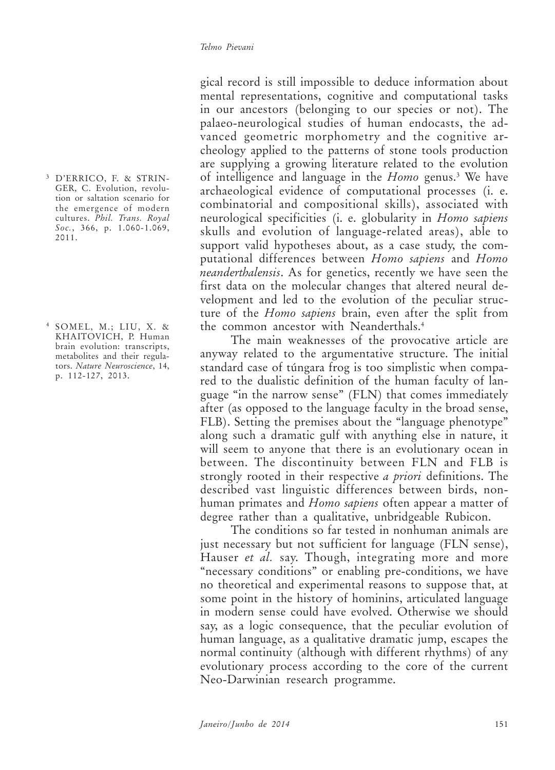gical record is still impossible to deduce information about mental representations, cognitive and computational tasks in our ancestors (belonging to our species or not). The palaeo-neurological studies of human endocasts, the advanced geometric morphometry and the cognitive archeology applied to the patterns of stone tools production are supplying a growing literature related to the evolution of intelligence and language in the *Homo* genus.[3] We have archaeological evidence of computational processes (i. e. combinatorial and compositional skills), associated with neurological specificities (i. e. globularity in *Homo sapiens* skulls and evolution of language-related areas), able to support valid hypotheses about, as a case study, the computational differences between *Homo sapiens* and *Homo neanderthalensis*. As for genetics, recently we have seen the first data on the molecular changes that altered neural development and led to the evolution of the peculiar structure of the *Homo sapiens* brain, even after the split from the common ancestor with Neanderthals.[4]

The main weaknesses of the provocative article are anyway related to the argumentative structure. The initial standard case of túngara frog is too simplistic when compared to the dualistic definition of the human faculty of language "in the narrow sense" (FLN) that comes immediately after (as opposed to the language faculty in the broad sense, FLB). Setting the premises about the "language phenotype" along such a dramatic gulf with anything else in nature, it will seem to anyone that there is an evolutionary ocean in between. The discontinuity between FLN and FLB is strongly rooted in their respective *a priori* definitions. The described vast linguistic differences between birds, nonhuman primates and *Homo sapiens* often appear a matter of degree rather than a qualitative, unbridgeable Rubicon.

The conditions so far tested in nonhuman animals are just necessary but not sufficient for language (FLN sense), Hauser *et al.* say. Though, integrating more and more "necessary conditions" or enabling pre-conditions, we have no theoretical and experimental reasons to suppose that, at some point in the history of hominins, articulated language in modern sense could have evolved. Otherwise we should say, as a logic consequence, that the peculiar evolution of human language, as a qualitative dramatic jump, escapes the normal continuity (although with different rhythms) of any evolutionary process according to the core of the current Neo-Darwinian research programme.

[3] D'ERRICO, F. & STRINGER, C. Evolution, revolution or saltation scenario for the emergence of modern cultures. *Phil. Trans. Royal Soc.*, 366, p. 1.060-1.069, 2011.

[4] SOMEL, M.; LIU, X. & KHAITOVICH, P. Human brain evolution: transcripts, metabolites and their regulators. *Nature Neuroscience*, 14, p. 112-127, 2013.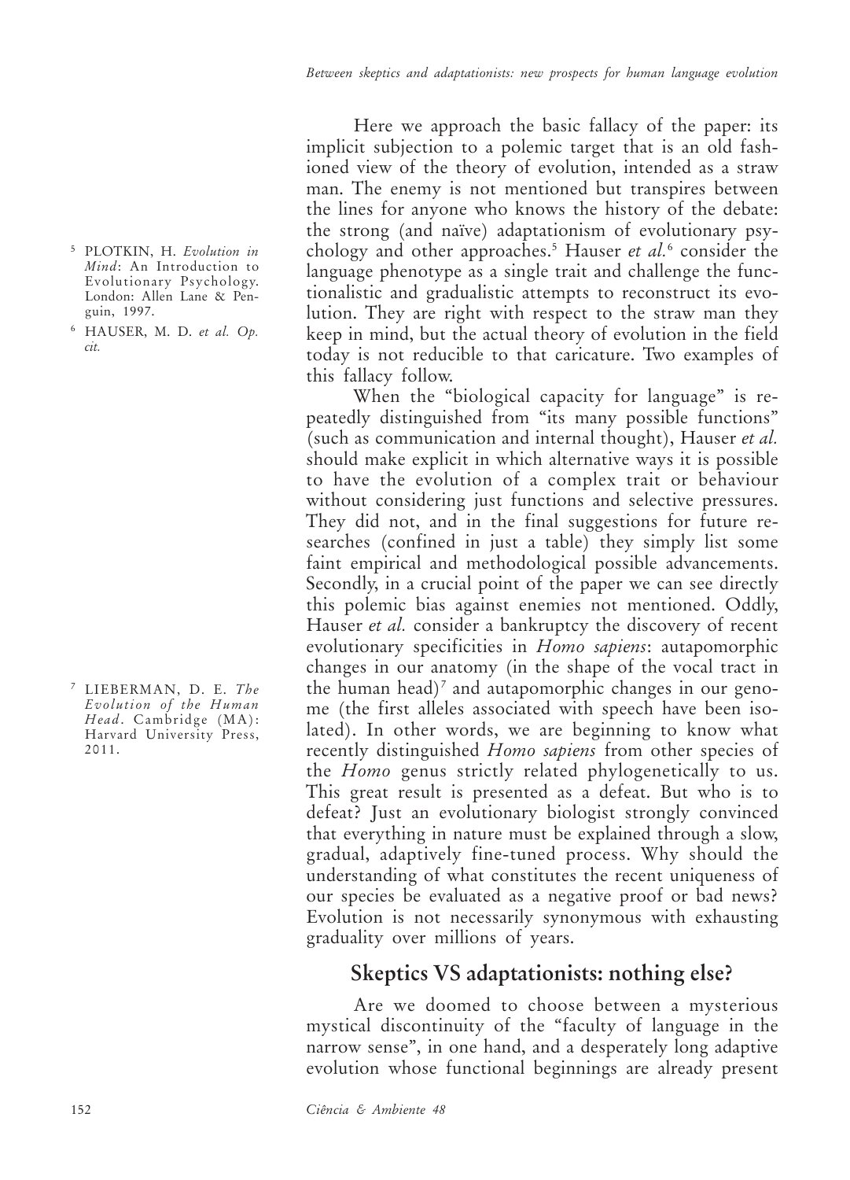Here we approach the basic fallacy of the paper: its implicit subjection to a polemic target that is an old fashioned view of the theory of evolution, intended as a straw man. The enemy is not mentioned but transpires between the lines for anyone who knows the history of the debate: the strong (and naïve) adaptationism of evolutionary psychology and other approaches.[5] Hauser *et al.*[6] consider the language phenotype as a single trait and challenge the functionalistic and gradualistic attempts to reconstruct its evolution. They are right with respect to the straw man they keep in mind, but the actual theory of evolution in the field today is not reducible to that caricature. Two examples of this fallacy follow.

When the "biological capacity for language" is repeatedly distinguished from "its many possible functions" (such as communication and internal thought), Hauser *et al.* should make explicit in which alternative ways it is possible to have the evolution of a complex trait or behaviour without considering just functions and selective pressures. They did not, and in the final suggestions for future researches (confined in just a table) they simply list some faint empirical and methodological possible advancements. Secondly, in a crucial point of the paper we can see directly this polemic bias against enemies not mentioned. Oddly, Hauser *et al.* consider a bankruptcy the discovery of recent evolutionary specificities in *Homo sapiens*: autapomorphic changes in our anatomy (in the shape of the vocal tract in the human head)[7] and autapomorphic changes in our genome (the first alleles associated with speech have been isolated). In other words, we are beginning to know what recently distinguished *Homo sapiens* from other species of the *Homo* genus strictly related phylogenetically to us. This great result is presented as a defeat. But who is to defeat? Just an evolutionary biologist strongly convinced that everything in nature must be explained through a slow, gradual, adaptively fine-tuned process. Why should the understanding of what constitutes the recent uniqueness of our species be evaluated as a negative proof or bad news? Evolution is not necessarily synonymous with exhausting graduality over millions of years.

## Skeptics VS adaptationists: nothing else?

Are we doomed to choose between a mysterious mystical discontinuity of the "faculty of language in the narrow sense", in one hand, and a desperately long adaptive evolution whose functional beginnings are already present

---

[5] PLOTKIN, H. *Evolution in Mind*: An Introduction to Evolutionary Psychology. London: Allen Lane & Penguin, 1997.

[6] HAUSER, M. D. *et al. Op. cit.*

[7] LIEBERMAN, D. E. *The Evolution of the Human Head*. Cambridge (MA): Harvard University Press, 2011.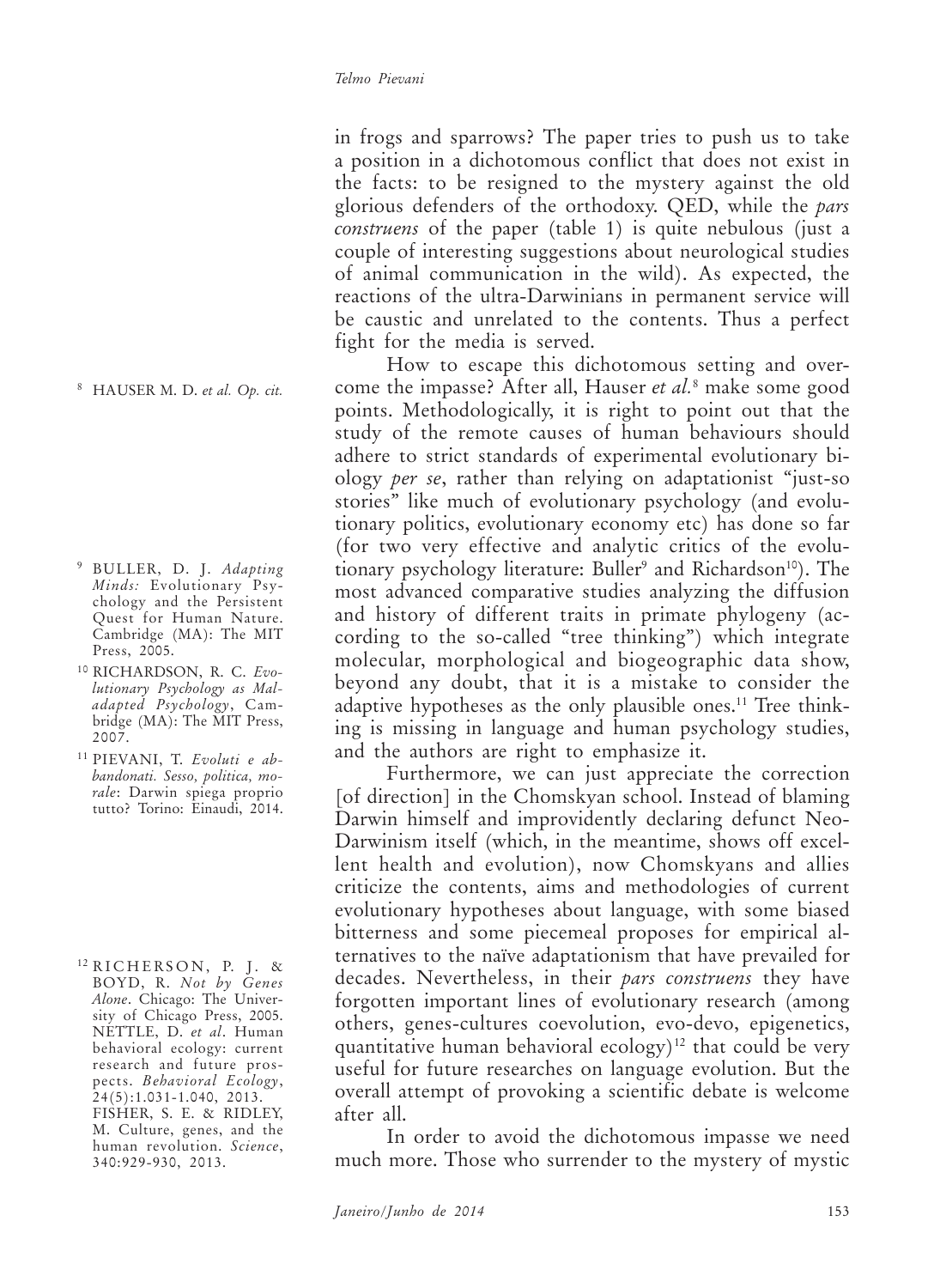in frogs and sparrows? The paper tries to push us to take a position in a dichotomous conflict that does not exist in the facts: to be resigned to the mystery against the old glorious defenders of the orthodoxy. QED, while the *pars construens* of the paper (table 1) is quite nebulous (just a couple of interesting suggestions about neurological studies of animal communication in the wild). As expected, the reactions of the ultra-Darwinians in permanent service will be caustic and unrelated to the contents. Thus a perfect fight for the media is served.

How to escape this dichotomous setting and overcome the impasse? After all, Hauser *et al.*[8] make some good points. Methodologically, it is right to point out that the study of the remote causes of human behaviours should adhere to strict standards of experimental evolutionary biology *per se*, rather than relying on adaptationist "just-so stories" like much of evolutionary psychology (and evolutionary politics, evolutionary economy etc) has done so far (for two very effective and analytic critics of the evolutionary psychology literature: Buller[9] and Richardson[10]). The most advanced comparative studies analyzing the diffusion and history of different traits in primate phylogeny (according to the so-called "tree thinking") which integrate molecular, morphological and biogeographic data show, beyond any doubt, that it is a mistake to consider the adaptive hypotheses as the only plausible ones.[11] Tree thinking is missing in language and human psychology studies, and the authors are right to emphasize it.

Furthermore, we can just appreciate the correction [of direction] in the Chomskyan school. Instead of blaming Darwin himself and improvidently declaring defunct Neo-Darwinism itself (which, in the meantime, shows off excellent health and evolution), now Chomskyans and allies criticize the contents, aims and methodologies of current evolutionary hypotheses about language, with some biased bitterness and some piecemeal proposes for empirical alternatives to the naïve adaptationism that have prevailed for decades. Nevertheless, in their *pars construens* they have forgotten important lines of evolutionary research (among others, genes-cultures coevolution, evo-devo, epigenetics, quantitative human behavioral ecology)[12] that could be very useful for future researches on language evolution. But the overall attempt of provoking a scientific debate is welcome after all.

In order to avoid the dichotomous impasse we need much more. Those who surrender to the mystery of mystic

---

[8] HAUSER M. D. *et al. Op. cit.*

[9] BULLER, D. J. *Adapting Minds:* Evolutionary Psychology and the Persistent Quest for Human Nature. Cambridge (MA): The MIT Press, 2005.

[10] RICHARDSON, R. C. *Evolutionary Psychology as Maladapted Psychology*, Cambridge (MA): The MIT Press, 2007.

[11] PIEVANI, T. *Evoluti e abbandonati. Sesso, politica, morale*: Darwin spiega proprio tutto? Torino: Einaudi, 2014.

[12] RICHERSON, P. J. & BOYD, R. *Not by Genes Alone*. Chicago: The University of Chicago Press, 2005. NETTLE, D. *et al*. Human behavioral ecology: current research and future prospects. *Behavioral Ecology*, 24(5):1.031-1.040, 2013. FISHER, S. E. & RIDLEY, M. Culture, genes, and the human revolution. *Science*, 340:929-930, 2013.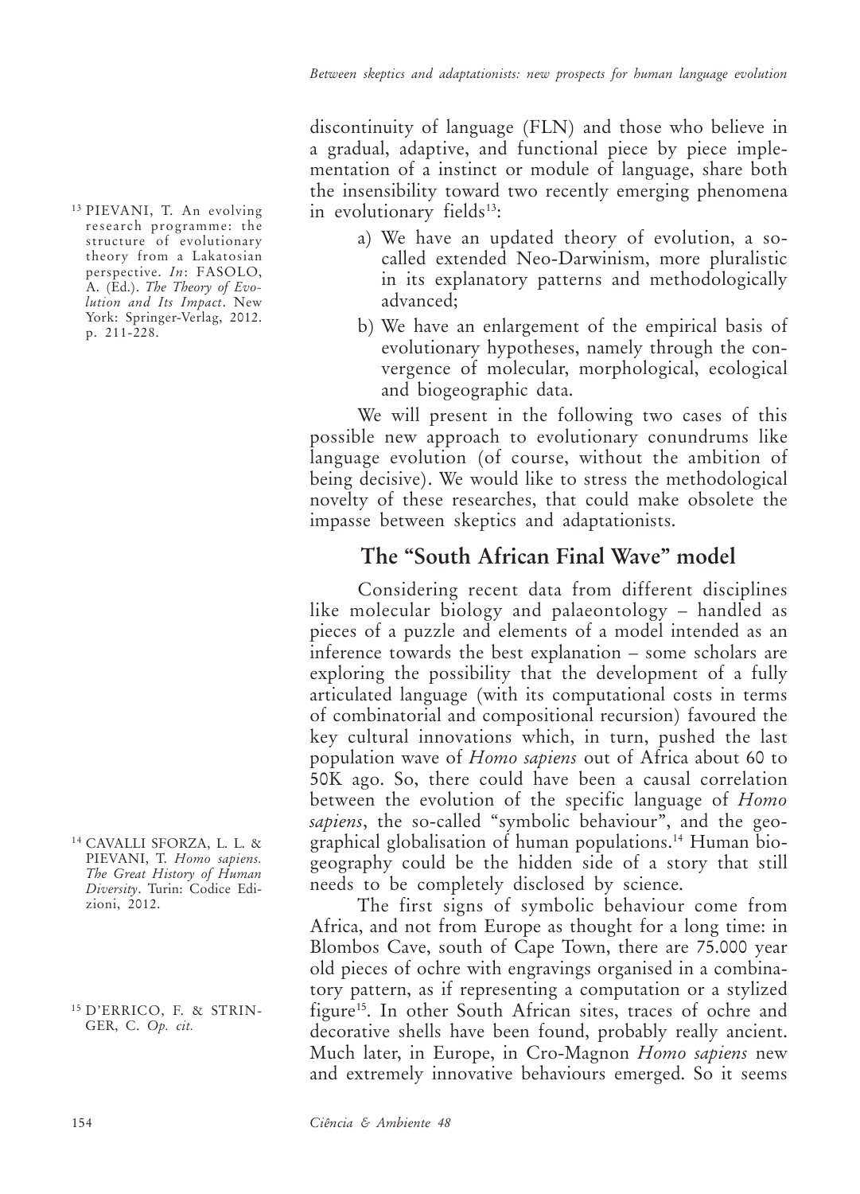discontinuity of language (FLN) and those who believe in a gradual, adaptive, and functional piece by piece implementation of a instinct or module of language, share both the insensibility toward two recently emerging phenomena in evolutionary fields[13]:

a) We have an updated theory of evolution, a so-called extended Neo-Darwinism, more pluralistic in its explanatory patterns and methodologically advanced;

b) We have an enlargement of the empirical basis of evolutionary hypotheses, namely through the convergence of molecular, morphological, ecological and biogeographic data.

We will present in the following two cases of this possible new approach to evolutionary conundrums like language evolution (of course, without the ambition of being decisive). We would like to stress the methodological novelty of these researches, that could make obsolete the impasse between skeptics and adaptationists.

## The "South African Final Wave" model

Considering recent data from different disciplines like molecular biology and palaeontology – handled as pieces of a puzzle and elements of a model intended as an inference towards the best explanation – some scholars are exploring the possibility that the development of a fully articulated language (with its computational costs in terms of combinatorial and compositional recursion) favoured the key cultural innovations which, in turn, pushed the last population wave of *Homo sapiens* out of Africa about 60 to 50K ago. So, there could have been a causal correlation between the evolution of the specific language of *Homo sapiens*, the so-called "symbolic behaviour", and the geographical globalisation of human populations.[14] Human biogeography could be the hidden side of a story that still needs to be completely disclosed by science.

The first signs of symbolic behaviour come from Africa, and not from Europe as thought for a long time: in Blombos Cave, south of Cape Town, there are 75.000 year old pieces of ochre with engravings organised in a combinatory pattern, as if representing a computation or a stylized figure[15]. In other South African sites, traces of ochre and decorative shells have been found, probably really ancient. Much later, in Europe, in Cro-Magnon *Homo sapiens* new and extremely innovative behaviours emerged. So it seems

---

[13] PIEVANI, T. An evolving research programme: the structure of evolutionary theory from a Lakatosian perspective. *In*: FASOLO, A. (Ed.). *The Theory of Evolution and Its Impact*. New York: Springer-Verlag, 2012. p. 211-228.

[14] CAVALLI SFORZA, L. L. & PIEVANI, T. *Homo sapiens. The Great History of Human Diversity*. Turin: Codice Edizioni, 2012.

[15] D'ERRICO, F. & STRINGER, C. *Op. cit.*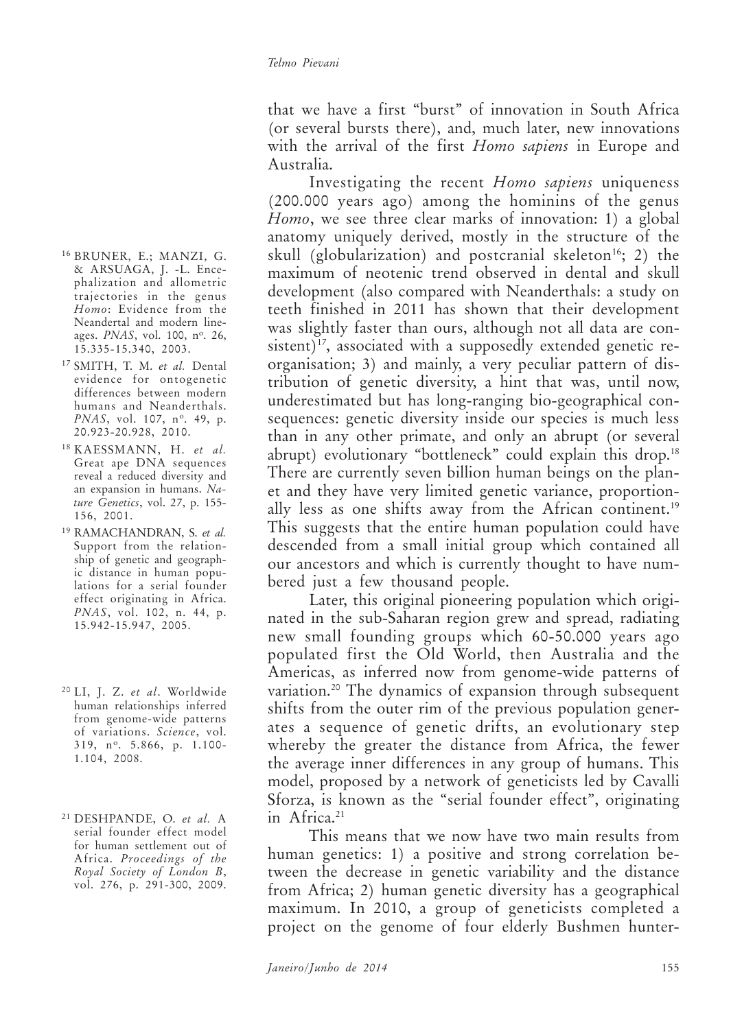that we have a first "burst" of innovation in South Africa (or several bursts there), and, much later, new innovations with the arrival of the first *Homo sapiens* in Europe and Australia.

Investigating the recent *Homo sapiens* uniqueness (200.000 years ago) among the hominins of the genus *Homo*, we see three clear marks of innovation: 1) a global anatomy uniquely derived, mostly in the structure of the skull (globularization) and postcranial skeleton[16]; 2) the maximum of neotenic trend observed in dental and skull development (also compared with Neanderthals: a study on teeth finished in 2011 has shown that their development was slightly faster than ours, although not all data are consistent)[17], associated with a supposedly extended genetic reorganisation; 3) and mainly, a very peculiar pattern of distribution of genetic diversity, a hint that was, until now, underestimated but has long-ranging bio-geographical consequences: genetic diversity inside our species is much less than in any other primate, and only an abrupt (or several abrupt) evolutionary "bottleneck" could explain this drop.[18] There are currently seven billion human beings on the planet and they have very limited genetic variance, proportionally less as one shifts away from the African continent.[19] This suggests that the entire human population could have descended from a small initial group which contained all our ancestors and which is currently thought to have numbered just a few thousand people.

Later, this original pioneering population which originated in the sub-Saharan region grew and spread, radiating new small founding groups which 60-50.000 years ago populated first the Old World, then Australia and the Americas, as inferred now from genome-wide patterns of variation.[20] The dynamics of expansion through subsequent shifts from the outer rim of the previous population generates a sequence of genetic drifts, an evolutionary step whereby the greater the distance from Africa, the fewer the average inner differences in any group of humans. This model, proposed by a network of geneticists led by Cavalli Sforza, is known as the "serial founder effect", originating in Africa.[21]

This means that we now have two main results from human genetics: 1) a positive and strong correlation between the decrease in genetic variability and the distance from Africa; 2) human genetic diversity has a geographical maximum. In 2010, a group of geneticists completed a project on the genome of four elderly Bushmen hunter-

---

[16] BRUNER, E.; MANZI, G. & ARSUAGA, J. -L. Encephalization and allometric trajectories in the genus *Homo*: Evidence from the Neandertal and modern lineages. *PNAS*, vol. 100, nº. 26, 15.335-15.340, 2003.

[17] SMITH, T. M. *et al.* Dental evidence for ontogenetic differences between modern humans and Neanderthals. *PNAS*, vol. 107, nº. 49, p. 20.923-20.928, 2010.

[18] KAESSMANN, H. *et al.* Great ape DNA sequences reveal a reduced diversity and an expansion in humans. *Nature Genetics*, vol. 27, p. 155-156, 2001.

[19] RAMACHANDRAN, S. *et al.* Support from the relationship of genetic and geographic distance in human populations for a serial founder effect originating in Africa. *PNAS*, vol. 102, n. 44, p. 15.942-15.947, 2005.

[20] LI, J. Z. *et al*. Worldwide human relationships inferred from genome-wide patterns of variations. *Science*, vol. 319, nº. 5.866, p. 1.100-1.104, 2008.

[21] DESHPANDE, O. *et al.* A serial founder effect model for human settlement out of Africa. *Proceedings of the Royal Society of London B*, vol. 276, p. 291-300, 2009.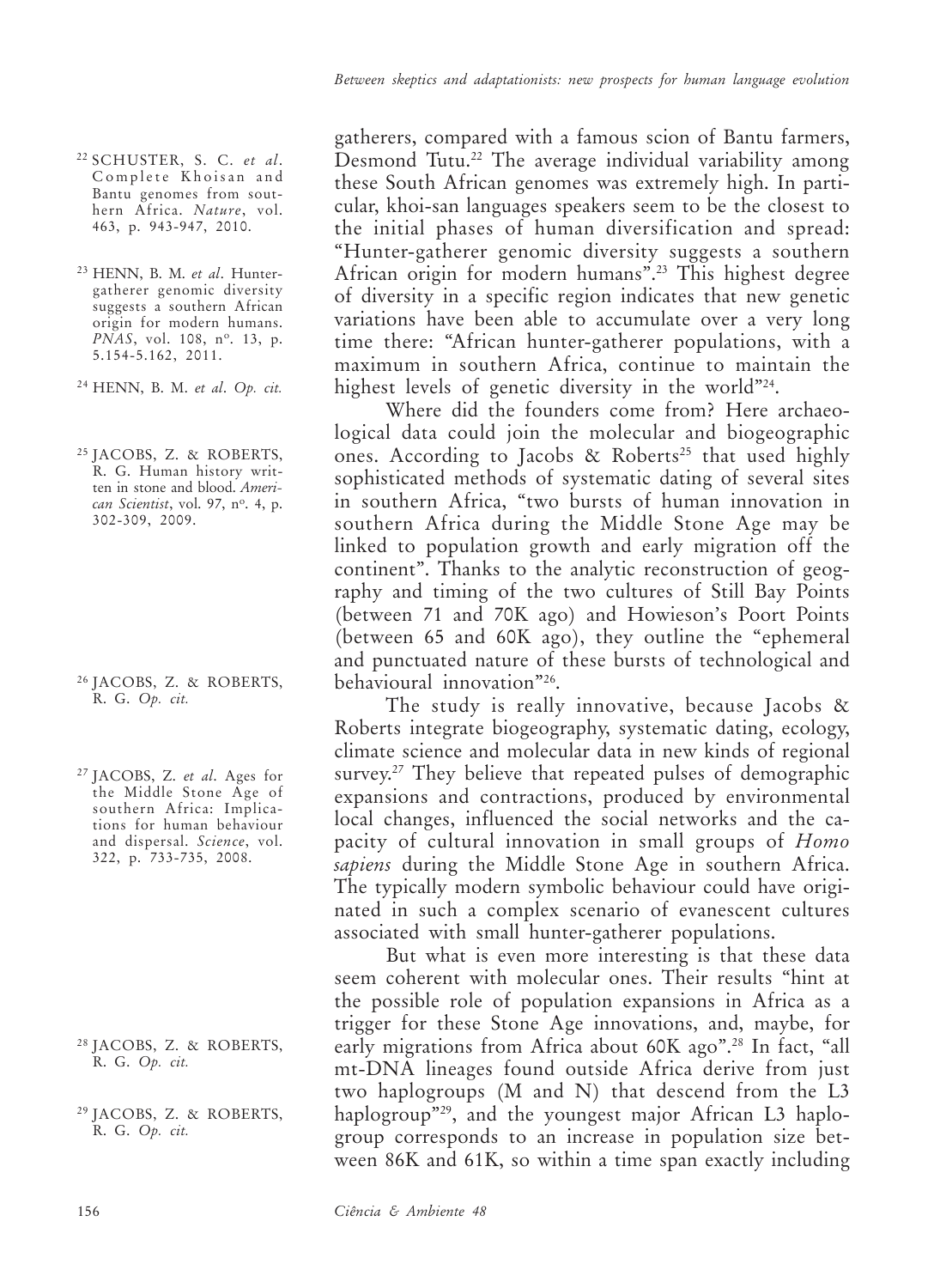gatherers, compared with a famous scion of Bantu farmers, Desmond Tutu.[22] The average individual variability among these South African genomes was extremely high. In particular, khoi-san languages speakers seem to be the closest to the initial phases of human diversification and spread: "Hunter-gatherer genomic diversity suggests a southern African origin for modern humans".[23] This highest degree of diversity in a specific region indicates that new genetic variations have been able to accumulate over a very long time there: "African hunter-gatherer populations, with a maximum in southern Africa, continue to maintain the highest levels of genetic diversity in the world"[24].

Where did the founders come from? Here archaeological data could join the molecular and biogeographic ones. According to Jacobs & Roberts[25] that used highly sophisticated methods of systematic dating of several sites in southern Africa, "two bursts of human innovation in southern Africa during the Middle Stone Age may be linked to population growth and early migration off the continent". Thanks to the analytic reconstruction of geography and timing of the two cultures of Still Bay Points (between 71 and 70K ago) and Howieson's Poort Points (between 65 and 60K ago), they outline the "ephemeral and punctuated nature of these bursts of technological and behavioural innovation"[26].

The study is really innovative, because Jacobs & Roberts integrate biogeography, systematic dating, ecology, climate science and molecular data in new kinds of regional survey.[27] They believe that repeated pulses of demographic expansions and contractions, produced by environmental local changes, influenced the social networks and the capacity of cultural innovation in small groups of *Homo sapiens* during the Middle Stone Age in southern Africa. The typically modern symbolic behaviour could have originated in such a complex scenario of evanescent cultures associated with small hunter-gatherer populations.

But what is even more interesting is that these data seem coherent with molecular ones. Their results "hint at the possible role of population expansions in Africa as a trigger for these Stone Age innovations, and, maybe, for early migrations from Africa about 60K ago".[28] In fact, "all mt-DNA lineages found outside Africa derive from just two haplogroups (M and N) that descend from the L3 haplogroup"[29], and the youngest major African L3 haplogroup corresponds to an increase in population size between 86K and 61K, so within a time span exactly including

---

[22] SCHUSTER, S. C. *et al*. Complete Khoisan and Bantu genomes from southern Africa. *Nature*, vol. 463, p. 943-947, 2010.

[23] HENN, B. M. *et al*. Hunter-gatherer genomic diversity suggests a southern African origin for modern humans. *PNAS*, vol. 108, nº. 13, p. 5.154-5.162, 2011.

[24] HENN, B. M. *et al*. *Op. cit.*

[25] JACOBS, Z. & ROBERTS, R. G. Human history written in stone and blood. *American Scientist*, vol. 97, nº. 4, p. 302-309, 2009.

[26] JACOBS, Z. & ROBERTS, R. G. *Op. cit.*

[27] JACOBS, Z. *et al*. Ages for the Middle Stone Age of southern Africa: Implications for human behaviour and dispersal. *Science*, vol. 322, p. 733-735, 2008.

[28] JACOBS, Z. & ROBERTS, R. G. *Op. cit.*

[29] JACOBS, Z. & ROBERTS, R. G. *Op. cit.*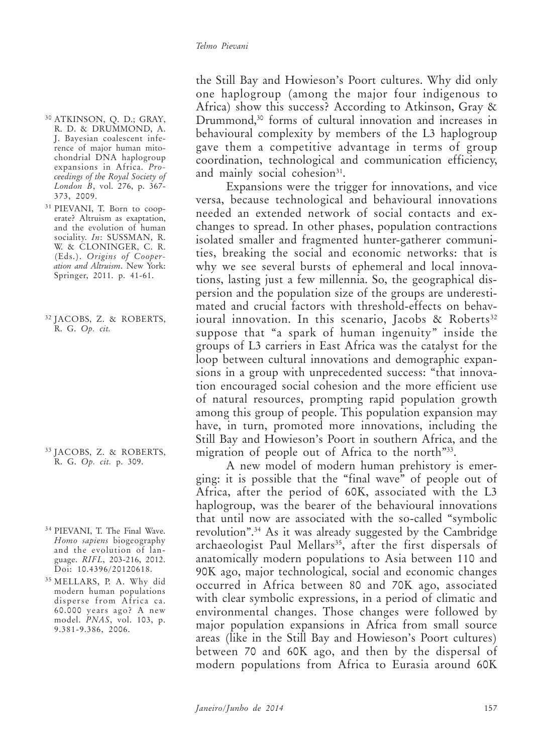the Still Bay and Howieson's Poort cultures. Why did only one haplogroup (among the major four indigenous to Africa) show this success? According to Atkinson, Gray & Drummond,[30] forms of cultural innovation and increases in behavioural complexity by members of the L3 haplogroup gave them a competitive advantage in terms of group coordination, technological and communication efficiency, and mainly social cohesion[31].

Expansions were the trigger for innovations, and vice versa, because technological and behavioural innovations needed an extended network of social contacts and exchanges to spread. In other phases, population contractions isolated smaller and fragmented hunter-gatherer communities, breaking the social and economic networks: that is why we see several bursts of ephemeral and local innovations, lasting just a few millennia. So, the geographical dispersion and the population size of the groups are underestimated and crucial factors with threshold-effects on behavioural innovation. In this scenario, Jacobs & Roberts[32] suppose that "a spark of human ingenuity" inside the groups of L3 carriers in East Africa was the catalyst for the loop between cultural innovations and demographic expansions in a group with unprecedented success: "that innovation encouraged social cohesion and the more efficient use of natural resources, prompting rapid population growth among this group of people. This population expansion may have, in turn, promoted more innovations, including the Still Bay and Howieson's Poort in southern Africa, and the migration of people out of Africa to the north"[33].

A new model of modern human prehistory is emerging: it is possible that the "final wave" of people out of Africa, after the period of 60K, associated with the L3 haplogroup, was the bearer of the behavioural innovations that until now are associated with the so-called "symbolic revolution".[34] As it was already suggested by the Cambridge archaeologist Paul Mellars[35], after the first dispersals of anatomically modern populations to Asia between 110 and 90K ago, major technological, social and economic changes occurred in Africa between 80 and 70K ago, associated with clear symbolic expressions, in a period of climatic and environmental changes. Those changes were followed by major population expansions in Africa from small source areas (like in the Still Bay and Howieson's Poort cultures) between 70 and 60K ago, and then by the dispersal of modern populations from Africa to Eurasia around 60K

---

[30] ATKINSON, Q. D.; GRAY, R. D. & DRUMMOND, A. J. Bayesian coalescent inference of major human mitochondrial DNA haplogroup expansions in Africa. *Proceedings of the Royal Society of London B*, vol. 276, p. 367-373, 2009.

[31] PIEVANI, T. Born to cooperate? Altruism as exaptation, and the evolution of human sociality. *In*: SUSSMAN, R. W. & CLONINGER, C. R. (Eds.). *Origins of Cooperation and Altruism*. New York: Springer, 2011. p. 41-61.

[32] JACOBS, Z. & ROBERTS, R. G. *Op. cit.*

[33] JACOBS, Z. & ROBERTS, R. G. *Op. cit.* p. 309.

[34] PIEVANI, T. The Final Wave. *Homo sapiens* biogeography and the evolution of language. *RIFL*, 203-216, 2012. Doi: 10.4396/20120618.

[35] MELLARS, P. A. Why did modern human populations disperse from Africa ca. 60.000 years ago? A new model. *PNAS*, vol. 103, p. 9.381-9.386, 2006.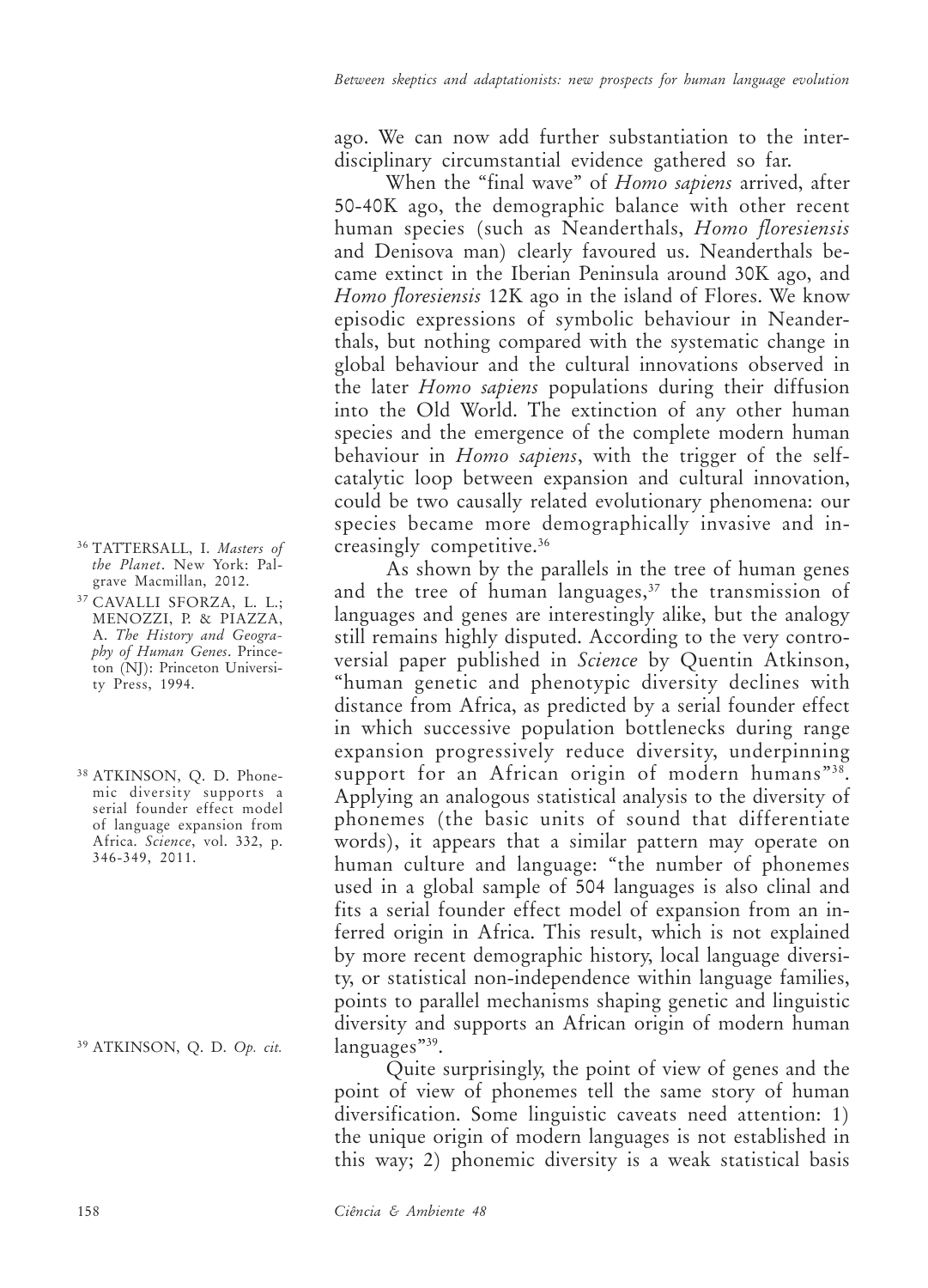ago. We can now add further substantiation to the inter-disciplinary circumstantial evidence gathered so far.

When the "final wave" of *Homo sapiens* arrived, after 50-40K ago, the demographic balance with other recent human species (such as Neanderthals, *Homo floresiensis* and Denisova man) clearly favoured us. Neanderthals became extinct in the Iberian Peninsula around 30K ago, and *Homo floresiensis* 12K ago in the island of Flores. We know episodic expressions of symbolic behaviour in Neanderthals, but nothing compared with the systematic change in global behaviour and the cultural innovations observed in the later *Homo sapiens* populations during their diffusion into the Old World. The extinction of any other human species and the emergence of the complete modern human behaviour in *Homo sapiens*, with the trigger of the self-catalytic loop between expansion and cultural innovation, could be two causally related evolutionary phenomena: our species became more demographically invasive and increasingly competitive.[36]

As shown by the parallels in the tree of human genes and the tree of human languages,[37] the transmission of languages and genes are interestingly alike, but the analogy still remains highly disputed. According to the very controversial paper published in *Science* by Quentin Atkinson, "human genetic and phenotypic diversity declines with distance from Africa, as predicted by a serial founder effect in which successive population bottlenecks during range expansion progressively reduce diversity, underpinning support for an African origin of modern humans"[38]. Applying an analogous statistical analysis to the diversity of phonemes (the basic units of sound that differentiate words), it appears that a similar pattern may operate on human culture and language: "the number of phonemes used in a global sample of 504 languages is also clinal and fits a serial founder effect model of expansion from an inferred origin in Africa. This result, which is not explained by more recent demographic history, local language diversity, or statistical non-independence within language families, points to parallel mechanisms shaping genetic and linguistic diversity and supports an African origin of modern human languages"[39].

Quite surprisingly, the point of view of genes and the point of view of phonemes tell the same story of human diversification. Some linguistic caveats need attention: 1) the unique origin of modern languages is not established in this way; 2) phonemic diversity is a weak statistical basis

---

[36] TATTERSALL, I. *Masters of the Planet*. New York: Palgrave Macmillan, 2012.

[37] CAVALLI SFORZA, L. L.; MENOZZI, P. & PIAZZA, A. *The History and Geography of Human Genes*. Princeton (NJ): Princeton University Press, 1994.

[38] ATKINSON, Q. D. Phonemic diversity supports a serial founder effect model of language expansion from Africa. *Science*, vol. 332, p. 346-349, 2011.

[39] ATKINSON, Q. D. *Op. cit.*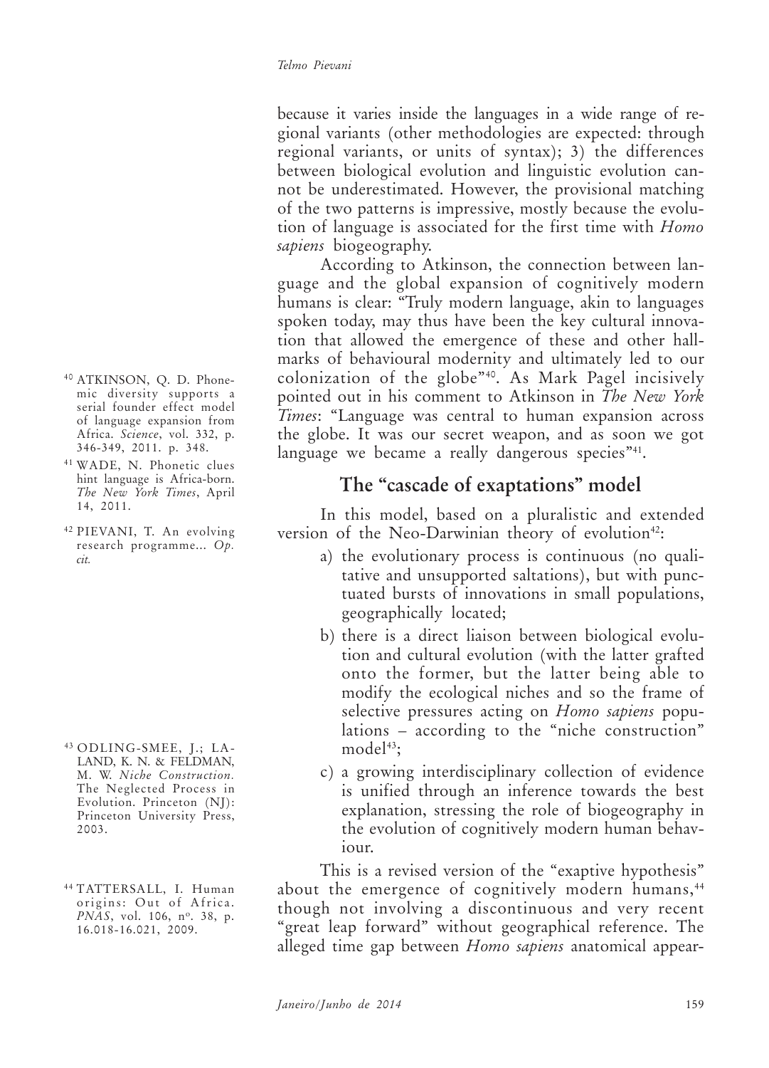because it varies inside the languages in a wide range of regional variants (other methodologies are expected: through regional variants, or units of syntax); 3) the differences between biological evolution and linguistic evolution cannot be underestimated. However, the provisional matching of the two patterns is impressive, mostly because the evolution of language is associated for the first time with *Homo sapiens* biogeography.

According to Atkinson, the connection between language and the global expansion of cognitively modern humans is clear: "Truly modern language, akin to languages spoken today, may thus have been the key cultural innovation that allowed the emergence of these and other hallmarks of behavioural modernity and ultimately led to our colonization of the globe"[40]. As Mark Pagel incisively pointed out in his comment to Atkinson in *The New York Times*: "Language was central to human expansion across the globe. It was our secret weapon, and as soon we got language we became a really dangerous species"[41].

## The "cascade of exaptations" model

In this model, based on a pluralistic and extended version of the Neo-Darwinian theory of evolution[42]:

a) the evolutionary process is continuous (no qualitative and unsupported saltations), but with punctuated bursts of innovations in small populations, geographically located;

b) there is a direct liaison between biological evolution and cultural evolution (with the latter grafted onto the former, but the latter being able to modify the ecological niches and so the frame of selective pressures acting on *Homo sapiens* populations – according to the "niche construction" model[43];

c) a growing interdisciplinary collection of evidence is unified through an inference towards the best explanation, stressing the role of biogeography in the evolution of cognitively modern human behaviour.

This is a revised version of the "exaptive hypothesis" about the emergence of cognitively modern humans,[44] though not involving a discontinuous and very recent "great leap forward" without geographical reference. The alleged time gap between *Homo sapiens* anatomical appear-

---

[40] ATKINSON, Q. D. Phonemic diversity supports a serial founder effect model of language expansion from Africa. *Science*, vol. 332, p. 346-349, 2011. p. 348.

[41] WADE, N. Phonetic clues hint language is Africa-born. *The New York Times*, April 14, 2011.

[42] PIEVANI, T. An evolving research programme... *Op. cit.*

[43] ODLING-SMEE, J.; LALAND, K. N. & FELDMAN, M. W. *Niche Construction.* The Neglected Process in Evolution. Princeton (NJ): Princeton University Press, 2003.

[44] TATTERSALL, I. Human origins: Out of Africa. *PNAS*, vol. 106, nº. 38, p. 16.018-16.021, 2009.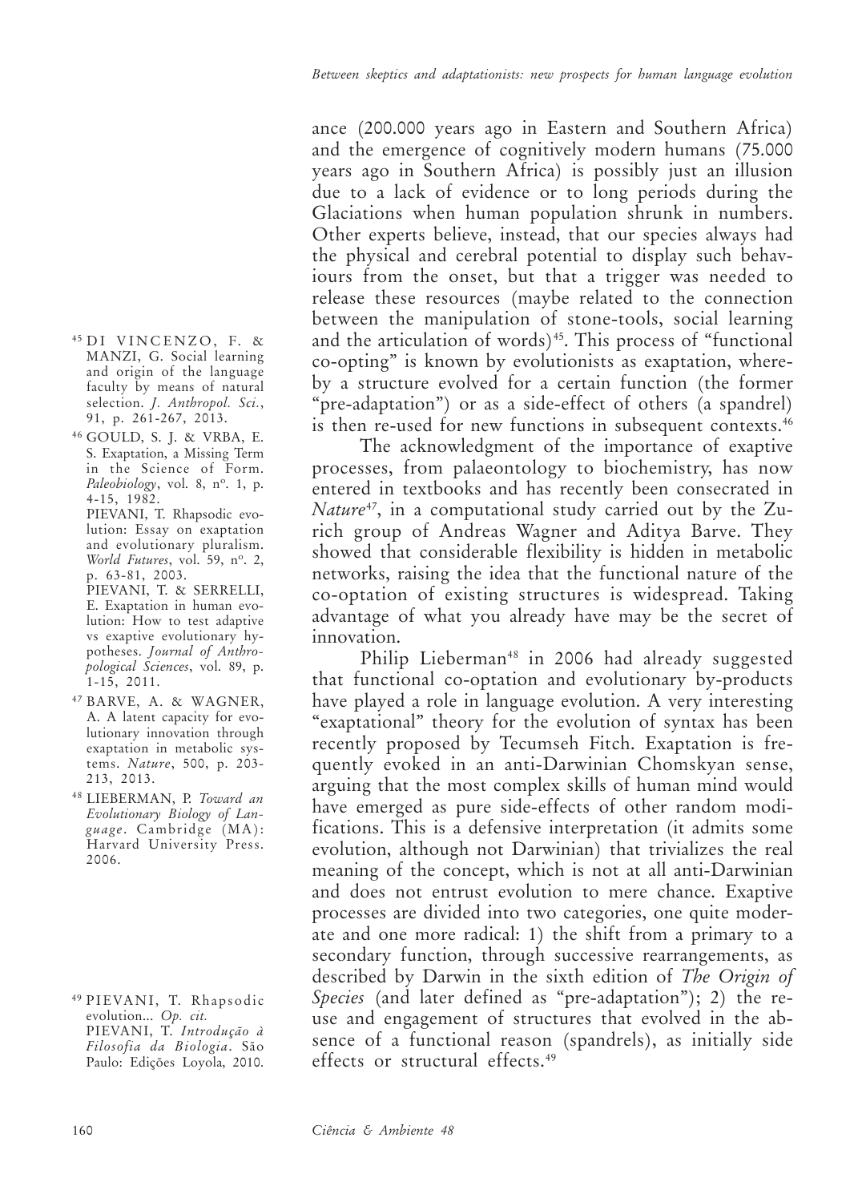ance (200.000 years ago in Eastern and Southern Africa) and the emergence of cognitively modern humans (75.000 years ago in Southern Africa) is possibly just an illusion due to a lack of evidence or to long periods during the Glaciations when human population shrunk in numbers. Other experts believe, instead, that our species always had the physical and cerebral potential to display such behaviours from the onset, but that a trigger was needed to release these resources (maybe related to the connection between the manipulation of stone-tools, social learning and the articulation of words)[45]. This process of "functional co-opting" is known by evolutionists as exaptation, whereby a structure evolved for a certain function (the former "pre-adaptation") or as a side-effect of others (a spandrel) is then re-used for new functions in subsequent contexts.[46]

The acknowledgment of the importance of exaptive processes, from palaeontology to biochemistry, has now entered in textbooks and has recently been consecrated in *Nature*[47], in a computational study carried out by the Zurich group of Andreas Wagner and Aditya Barve. They showed that considerable flexibility is hidden in metabolic networks, raising the idea that the functional nature of the co-optation of existing structures is widespread. Taking advantage of what you already have may be the secret of innovation.

Philip Lieberman[48] in 2006 had already suggested that functional co-optation and evolutionary by-products have played a role in language evolution. A very interesting "exaptational" theory for the evolution of syntax has been recently proposed by Tecumseh Fitch. Exaptation is frequently evoked in an anti-Darwinian Chomskyan sense, arguing that the most complex skills of human mind would have emerged as pure side-effects of other random modifications. This is a defensive interpretation (it admits some evolution, although not Darwinian) that trivializes the real meaning of the concept, which is not at all anti-Darwinian and does not entrust evolution to mere chance. Exaptive processes are divided into two categories, one quite moderate and one more radical: 1) the shift from a primary to a secondary function, through successive rearrangements, as described by Darwin in the sixth edition of *The Origin of Species* (and later defined as "pre-adaptation"); 2) the re-use and engagement of structures that evolved in the absence of a functional reason (spandrels), as initially side effects or structural effects.[49]

---

[45] DI VINCENZO, F. & MANZI, G. Social learning and origin of the language faculty by means of natural selection. *J. Anthropol. Sci.*, 91, p. 261-267, 2013.

[46] GOULD, S. J. & VRBA, E. S. Exaptation, a Missing Term in the Science of Form. *Paleobiology*, vol. 8, nº. 1, p. 4-15, 1982.
PIEVANI, T. Rhapsodic evolution: Essay on exaptation and evolutionary pluralism. *World Futures*, vol. 59, nº. 2, p. 63-81, 2003.
PIEVANI, T. & SERRELLI, E. Exaptation in human evolution: How to test adaptive vs exaptive evolutionary hypotheses. *Journal of Anthropological Sciences*, vol. 89, p. 1-15, 2011.

[47] BARVE, A. & WAGNER, A. A latent capacity for evolutionary innovation through exaptation in metabolic systems. *Nature*, 500, p. 203-213, 2013.

[48] LIEBERMAN, P. *Toward an Evolutionary Biology of Language*. Cambridge (MA): Harvard University Press. 2006.

[49] PIEVANI, T. Rhapsodic evolution... *Op. cit.*
PIEVANI, T. *Introdução à Filosofia da Biologia*. São Paulo: Edições Loyola, 2010.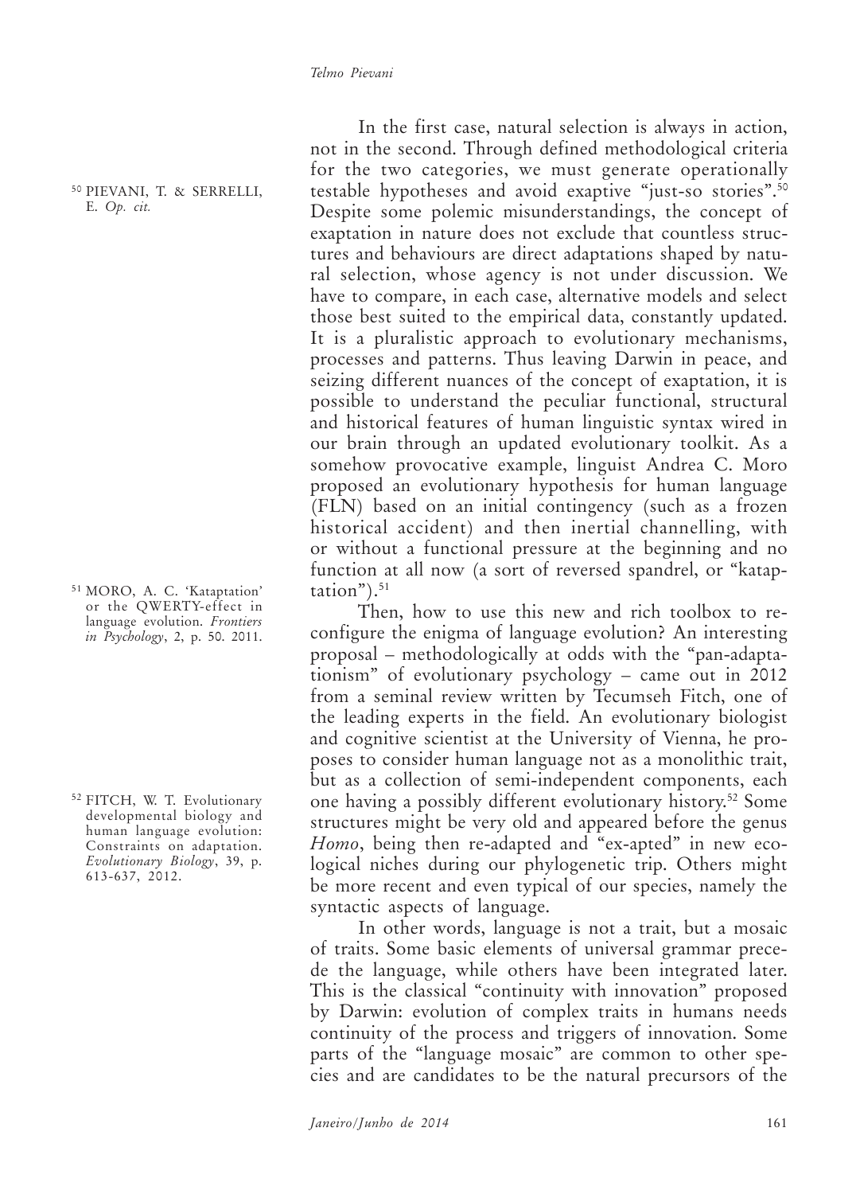In the first case, natural selection is always in action, not in the second. Through defined methodological criteria for the two categories, we must generate operationally testable hypotheses and avoid exaptive "just-so stories".[50] Despite some polemic misunderstandings, the concept of exaptation in nature does not exclude that countless structures and behaviours are direct adaptations shaped by natural selection, whose agency is not under discussion. We have to compare, in each case, alternative models and select those best suited to the empirical data, constantly updated. It is a pluralistic approach to evolutionary mechanisms, processes and patterns. Thus leaving Darwin in peace, and seizing different nuances of the concept of exaptation, it is possible to understand the peculiar functional, structural and historical features of human linguistic syntax wired in our brain through an updated evolutionary toolkit. As a somehow provocative example, linguist Andrea C. Moro proposed an evolutionary hypothesis for human language (FLN) based on an initial contingency (such as a frozen historical accident) and then inertial channelling, with or without a functional pressure at the beginning and no function at all now (a sort of reversed spandrel, or "kataptation").[51]

Then, how to use this new and rich toolbox to reconfigure the enigma of language evolution? An interesting proposal – methodologically at odds with the "pan-adaptationism" of evolutionary psychology – came out in 2012 from a seminal review written by Tecumseh Fitch, one of the leading experts in the field. An evolutionary biologist and cognitive scientist at the University of Vienna, he proposes to consider human language not as a monolithic trait, but as a collection of semi-independent components, each one having a possibly different evolutionary history.[52] Some structures might be very old and appeared before the genus *Homo*, being then re-adapted and "ex-apted" in new ecological niches during our phylogenetic trip. Others might be more recent and even typical of our species, namely the syntactic aspects of language.

In other words, language is not a trait, but a mosaic of traits. Some basic elements of universal grammar precede the language, while others have been integrated later. This is the classical "continuity with innovation" proposed by Darwin: evolution of complex traits in humans needs continuity of the process and triggers of innovation. Some parts of the "language mosaic" are common to other species and are candidates to be the natural precursors of the

---

[50] PIEVANI, T. & SERRELLI, E. *Op. cit.*

[51] MORO, A. C. 'Kataptation' or the QWERTY-effect in language evolution. *Frontiers in Psychology*, 2, p. 50. 2011.

[52] FITCH, W. T. Evolutionary developmental biology and human language evolution: Constraints on adaptation. *Evolutionary Biology*, 39, p. 613-637, 2012.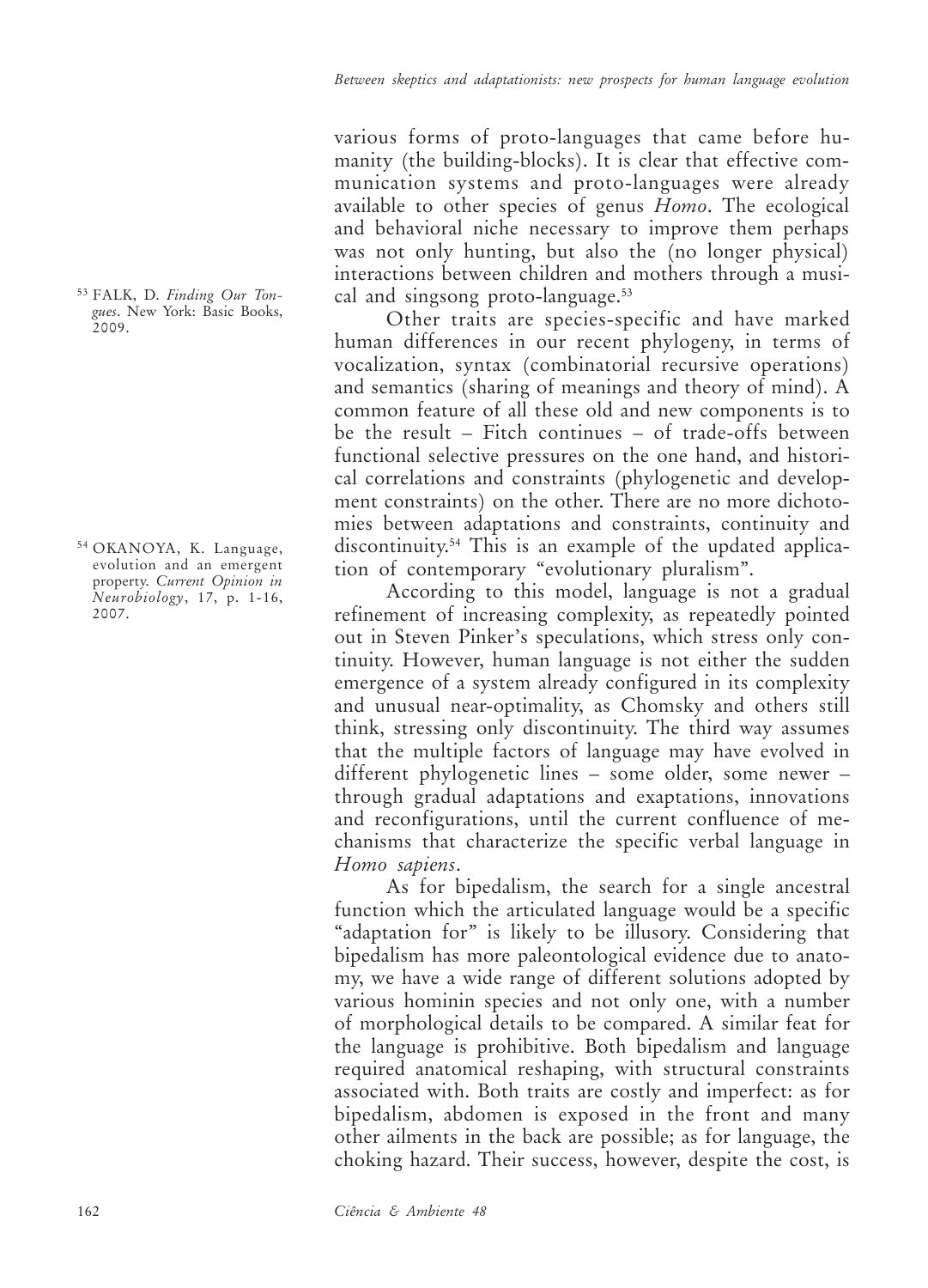various forms of proto-languages that came before humanity (the building-blocks). It is clear that effective communication systems and proto-languages were already available to other species of genus *Homo*. The ecological and behavioral niche necessary to improve them perhaps was not only hunting, but also the (no longer physical) interactions between children and mothers through a musical and singsong proto-language.[53]

Other traits are species-specific and have marked human differences in our recent phylogeny, in terms of vocalization, syntax (combinatorial recursive operations) and semantics (sharing of meanings and theory of mind). A common feature of all these old and new components is to be the result – Fitch continues – of trade-offs between functional selective pressures on the one hand, and historical correlations and constraints (phylogenetic and development constraints) on the other. There are no more dichotomies between adaptations and constraints, continuity and discontinuity.[54] This is an example of the updated application of contemporary "evolutionary pluralism".

According to this model, language is not a gradual refinement of increasing complexity, as repeatedly pointed out in Steven Pinker's speculations, which stress only continuity. However, human language is not either the sudden emergence of a system already configured in its complexity and unusual near-optimality, as Chomsky and others still think, stressing only discontinuity. The third way assumes that the multiple factors of language may have evolved in different phylogenetic lines – some older, some newer – through gradual adaptations and exaptations, innovations and reconfigurations, until the current confluence of mechanisms that characterize the specific verbal language in *Homo sapiens*.

As for bipedalism, the search for a single ancestral function which the articulated language would be a specific "adaptation for" is likely to be illusory. Considering that bipedalism has more paleontological evidence due to anatomy, we have a wide range of different solutions adopted by various hominin species and not only one, with a number of morphological details to be compared. A similar feat for the language is prohibitive. Both bipedalism and language required anatomical reshaping, with structural constraints associated with. Both traits are costly and imperfect: as for bipedalism, abdomen is exposed in the front and many other ailments in the back are possible; as for language, the choking hazard. Their success, however, despite the cost, is

[53] FALK, D. *Finding Our Tongues*. New York: Basic Books, 2009.

[54] OKANOYA, K. Language, evolution and an emergent property. *Current Opinion in Neurobiology*, 17, p. 1-16, 2007.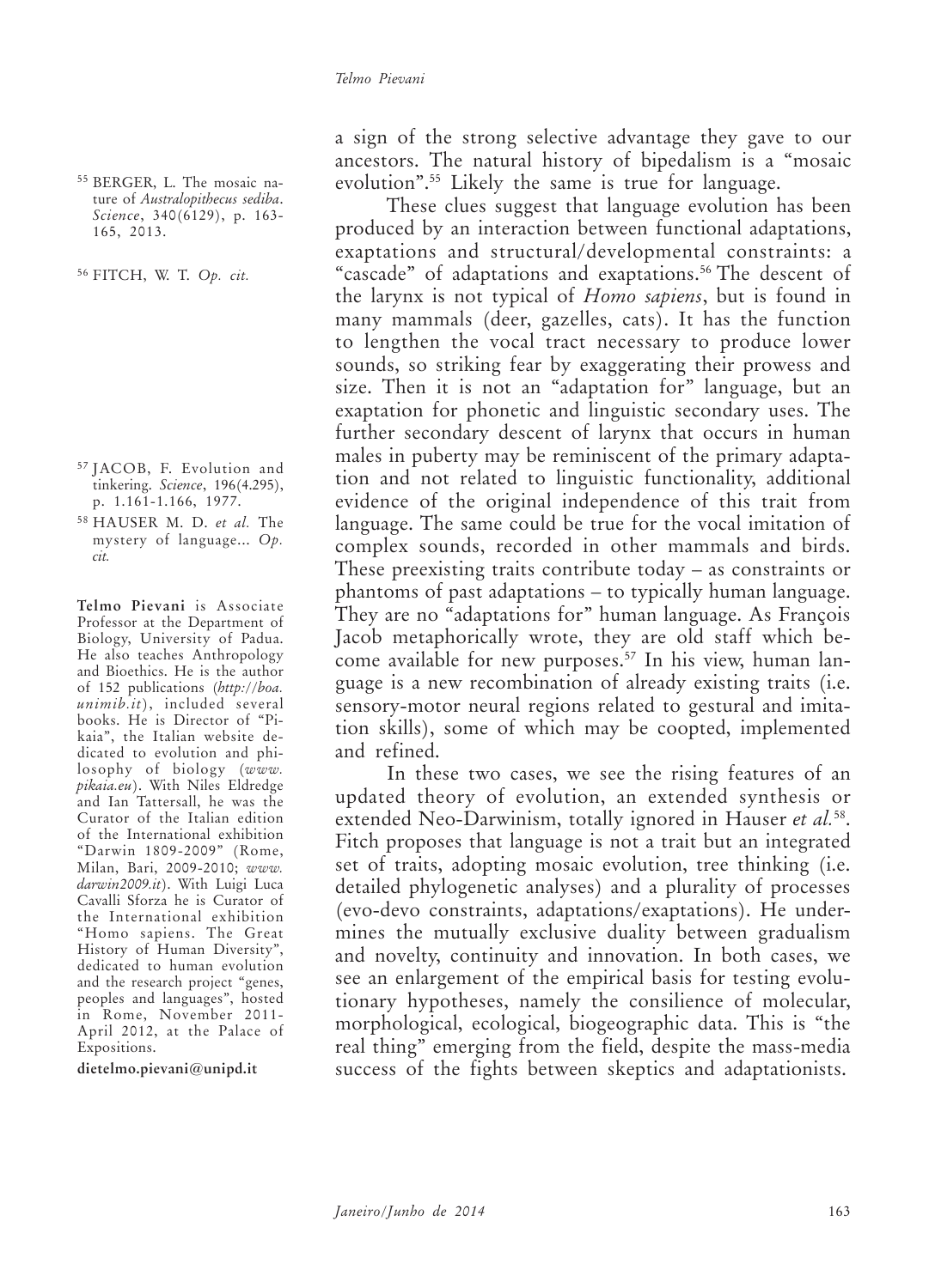a sign of the strong selective advantage they gave to our ancestors. The natural history of bipedalism is a "mosaic evolution".[55] Likely the same is true for language.

These clues suggest that language evolution has been produced by an interaction between functional adaptations, exaptations and structural/developmental constraints: a "cascade" of adaptations and exaptations.[56] The descent of the larynx is not typical of *Homo sapiens*, but is found in many mammals (deer, gazelles, cats). It has the function to lengthen the vocal tract necessary to produce lower sounds, so striking fear by exaggerating their prowess and size. Then it is not an "adaptation for" language, but an exaptation for phonetic and linguistic secondary uses. The further secondary descent of larynx that occurs in human males in puberty may be reminiscent of the primary adaptation and not related to linguistic functionality, additional evidence of the original independence of this trait from language. The same could be true for the vocal imitation of complex sounds, recorded in other mammals and birds. These preexisting traits contribute today – as constraints or phantoms of past adaptations – to typically human language. They are no "adaptations for" human language. As François Jacob metaphorically wrote, they are old staff which become available for new purposes.[57] In his view, human language is a new recombination of already existing traits (i.e. sensory-motor neural regions related to gestural and imitation skills), some of which may be coopted, implemented and refined.

In these two cases, we see the rising features of an updated theory of evolution, an extended synthesis or extended Neo-Darwinism, totally ignored in Hauser *et al.*[58]. Fitch proposes that language is not a trait but an integrated set of traits, adopting mosaic evolution, tree thinking (i.e. detailed phylogenetic analyses) and a plurality of processes (evo-devo constraints, adaptations/exaptations). He undermines the mutually exclusive duality between gradualism and novelty, continuity and innovation. In both cases, we see an enlargement of the empirical basis for testing evolutionary hypotheses, namely the consilience of molecular, morphological, ecological, biogeographic data. This is "the real thing" emerging from the field, despite the mass-media success of the fights between skeptics and adaptationists.

---

[55] BERGER, L. The mosaic nature of *Australopithecus sediba*. *Science*, 340(6129), p. 163-165, 2013.

[56] FITCH, W. T. *Op. cit.*

[57] JACOB, F. Evolution and tinkering. *Science*, 196(4.295), p. 1.161-1.166, 1977.

[58] HAUSER M. D. *et al.* The mystery of language... *Op. cit.*

**Telmo Pievani** is Associate Professor at the Department of Biology, University of Padua. He also teaches Anthropology and Bioethics. He is the author of 152 publications (*http://boa.unimib.it*), included several books. He is Director of "Pikaia", the Italian website dedicated to evolution and philosophy of biology (*www.pikaia.eu*). With Niles Eldredge and Ian Tattersall, he was the Curator of the Italian edition of the International exhibition "Darwin 1809-2009" (Rome, Milan, Bari, 2009-2010; *www.darwin2009.it*). With Luigi Luca Cavalli Sforza he is Curator of the International exhibition "Homo sapiens. The Great History of Human Diversity", dedicated to human evolution and the research project "genes, peoples and languages", hosted in Rome, November 2011-April 2012, at the Palace of Expositions.

**dietelmo.pievani@unipd.it**